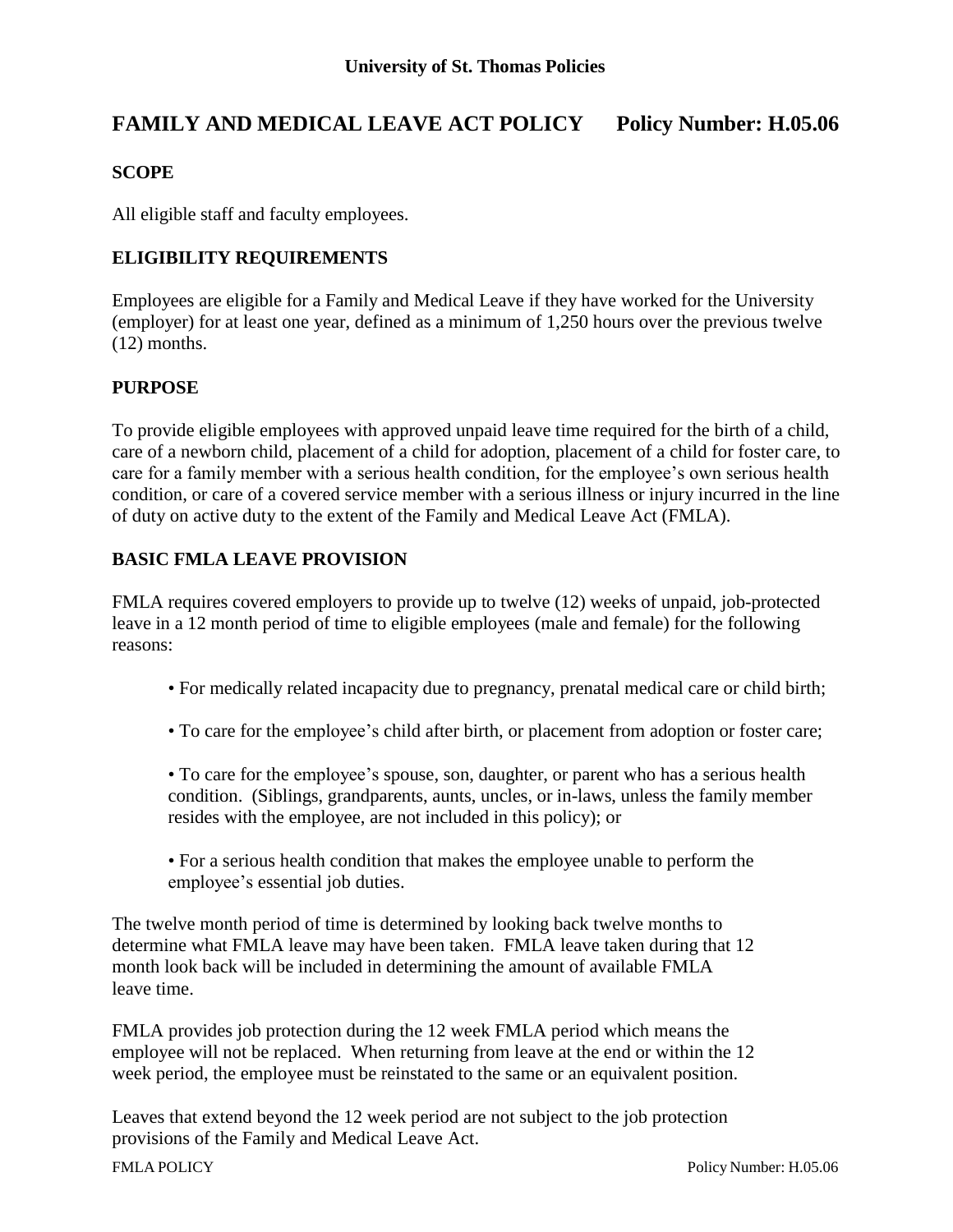**University of St. Thomas Policies**

# FAMILY AND MEDICAL LEAVE ACT POLICY Policy Number: H.05.06

## SCOPE

All eligible staff and faculty employees.

## ELIGIBILITY REQUIREMENTS

Employees are eligible for a Family and Medical Leave if they have worked for the University (employer) for at least one year, defined as a minimum of 1,250 hours over the previous twelve (12) months.

## PURPOSE

To provide eligible employees with approved unpaid leave time required for the birth of a child, care of a newborn child, placement of a child for adoption, placement of a child for foster care, to care for a family member with a serious health condition, for the employee's own serious health condition, or care of a covered service member with a serious illness or injury incurred in the line of duty on active duty to the extent of the Family and Medical Leave Act (FMLA).

## BASIC FMLA LEAVE PROVISION

FMLA requires covered employers to provide up to twelve (12) weeks of unpaid, job-protected leave in a 12 month period of time to eligible employees (male and female) for the following reasons:

- For medically related incapacity due to pregnancy, prenatal medical care or child birth;
- To care for the employee's child after birth, or placement from adoption or foster care;
- To care for the employee's spouse, son, daughter, or parent who has a serious health condition. (Siblings, grandparents, aunts, uncles, or in-laws, unless the family member resides with the employee, are not included in this policy); or
- For a serious health condition that makes the employee unable to perform the employee's essential job duties.

The twelve month period of time is determined by looking back twelve months to determine what FMLA leave may have been taken. FMLA leave taken during that 12 month look back will be included in determining the amount of available FMLA leave time.

FMLA provides job protection during the 12 week FMLA period which means the employee will not be replaced. When returning from leave at the end or within the 12 week period, the employee must be reinstated to the same or an equivalent position.

Leaves that extend beyond the 12 week period are not subject to the job protection provisions of the Family and Medical Leave Act.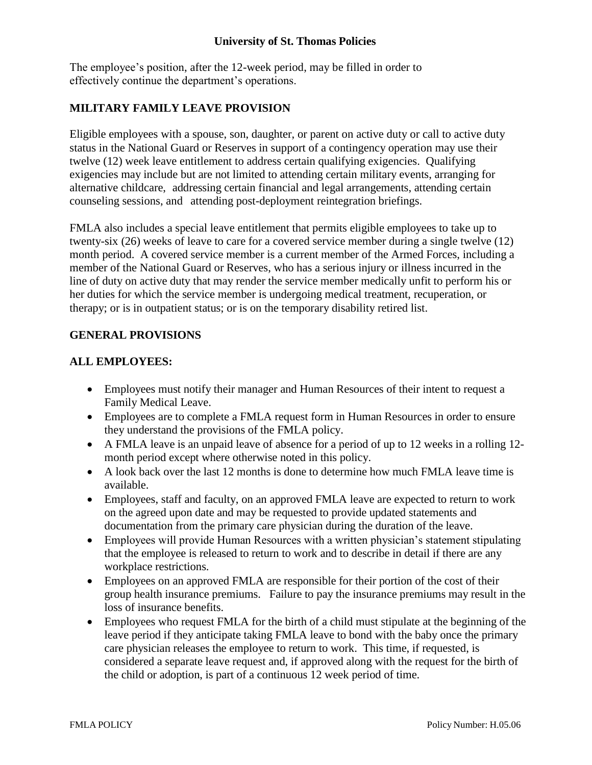The employee's position, after the 12-week period, may be filled in order to effectively continue the department's operations.

## MILITARY FAMILY LEAVE PROVISION

Eligible employees with a spouse, son, daughter, or parent on active duty or call to active duty status in the National Guard or Reserves in support of a contingency operation may use their twelve (12) week leave entitlement to address certain qualifying exigencies. Qualifying exigencies may include but are not limited to attending certain military events, arranging for alternative childcare, addressing certain financial and legal arrangements, attending certain counseling sessions, and attending post-deployment reintegration briefings.

FMLA also includes a special leave entitlement that permits eligible employees to take up to twenty-six (26) weeks of leave to care for a covered service member during a single twelve (12) month period. A covered service member is a current member of the Armed Forces, including a member of the National Guard or Reserves, who has a serious injury or illness incurred in the line of duty on active duty that may render the service member medically unfit to perform his or her duties for which the service member is undergoing medical treatment, recuperation, or therapy; or is in outpatient status; or is on the temporary disability retired list.

## GENERAL PROVISIONS

### ALL EMPLOYEES:

- Employees must notify their manager and Human Resources of their intent to request a Family Medical Leave.
- Employees are to complete a FMLA request form in Human Resources in order to ensure they understand the provisions of the FMLA policy.
- A FMLA leave is an unpaid leave of absence for a period of up to 12 weeks in a rolling 12-month period except where otherwise noted in this policy.
- A look back over the last 12 months is done to determine how much FMLA leave time is available.
- Employees, staff and faculty, on an approved FMLA leave are expected to return to work on the agreed upon date and may be requested to provide updated statements and documentation from the primary care physician during the duration of the leave.
- Employees will provide Human Resources with a written physician's statement stipulating that the employee is released to return to work and to describe in detail if there are any workplace restrictions.
- Employees on an approved FMLA are responsible for their portion of the cost of their group health insurance premiums. Failure to pay the insurance premiums may result in the loss of insurance benefits.
- Employees who request FMLA for the birth of a child must stipulate at the beginning of the leave period if they anticipate taking FMLA leave to bond with the baby once the primary care physician releases the employee to return to work. This time, if requested, is considered a separate leave request and, if approved along with the request for the birth of the child or adoption, is part of a continuous 12 week period of time.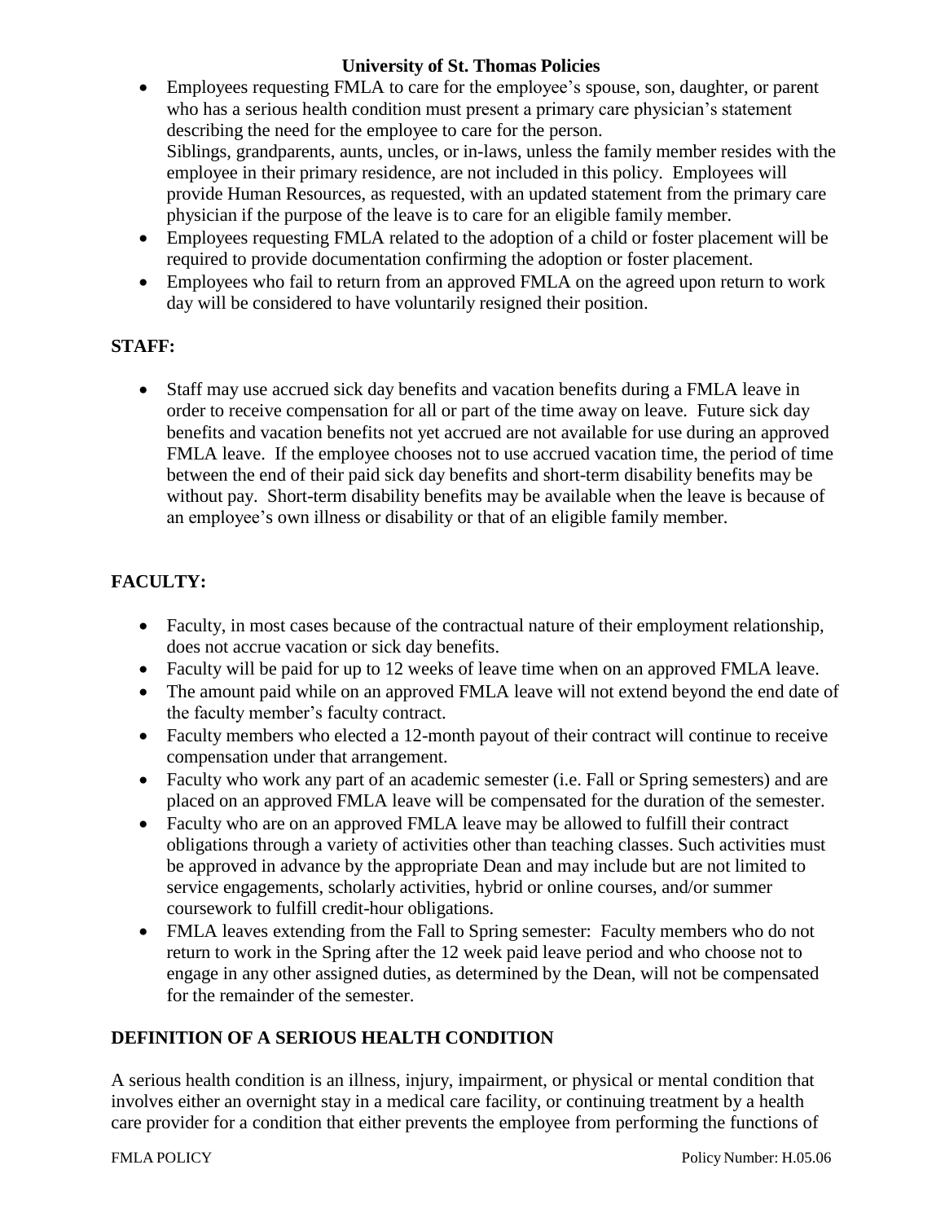- Employees requesting FMLA to care for the employee's spouse, son, daughter, or parent who has a serious health condition must present a primary care physician's statement describing the need for the employee to care for the person.
  Siblings, grandparents, aunts, uncles, or in-laws, unless the family member resides with the employee in their primary residence, are not included in this policy. Employees will provide Human Resources, as requested, with an updated statement from the primary care physician if the purpose of the leave is to care for an eligible family member.
- Employees requesting FMLA related to the adoption of a child or foster placement will be required to provide documentation confirming the adoption or foster placement.
- Employees who fail to return from an approved FMLA on the agreed upon return to work day will be considered to have voluntarily resigned their position.

## STAFF:

- Staff may use accrued sick day benefits and vacation benefits during a FMLA leave in order to receive compensation for all or part of the time away on leave. Future sick day benefits and vacation benefits not yet accrued are not available for use during an approved FMLA leave. If the employee chooses not to use accrued vacation time, the period of time between the end of their paid sick day benefits and short-term disability benefits may be without pay. Short-term disability benefits may be available when the leave is because of an employee's own illness or disability or that of an eligible family member.

## FACULTY:

- Faculty, in most cases because of the contractual nature of their employment relationship, does not accrue vacation or sick day benefits.
- Faculty will be paid for up to 12 weeks of leave time when on an approved FMLA leave.
- The amount paid while on an approved FMLA leave will not extend beyond the end date of the faculty member's faculty contract.
- Faculty members who elected a 12-month payout of their contract will continue to receive compensation under that arrangement.
- Faculty who work any part of an academic semester (i.e. Fall or Spring semesters) and are placed on an approved FMLA leave will be compensated for the duration of the semester.
- Faculty who are on an approved FMLA leave may be allowed to fulfill their contract obligations through a variety of activities other than teaching classes. Such activities must be approved in advance by the appropriate Dean and may include but are not limited to service engagements, scholarly activities, hybrid or online courses, and/or summer coursework to fulfill credit-hour obligations.
- FMLA leaves extending from the Fall to Spring semester: Faculty members who do not return to work in the Spring after the 12 week paid leave period and who choose not to engage in any other assigned duties, as determined by the Dean, will not be compensated for the remainder of the semester.

## DEFINITION OF A SERIOUS HEALTH CONDITION

A serious health condition is an illness, injury, impairment, or physical or mental condition that involves either an overnight stay in a medical care facility, or continuing treatment by a health care provider for a condition that either prevents the employee from performing the functions of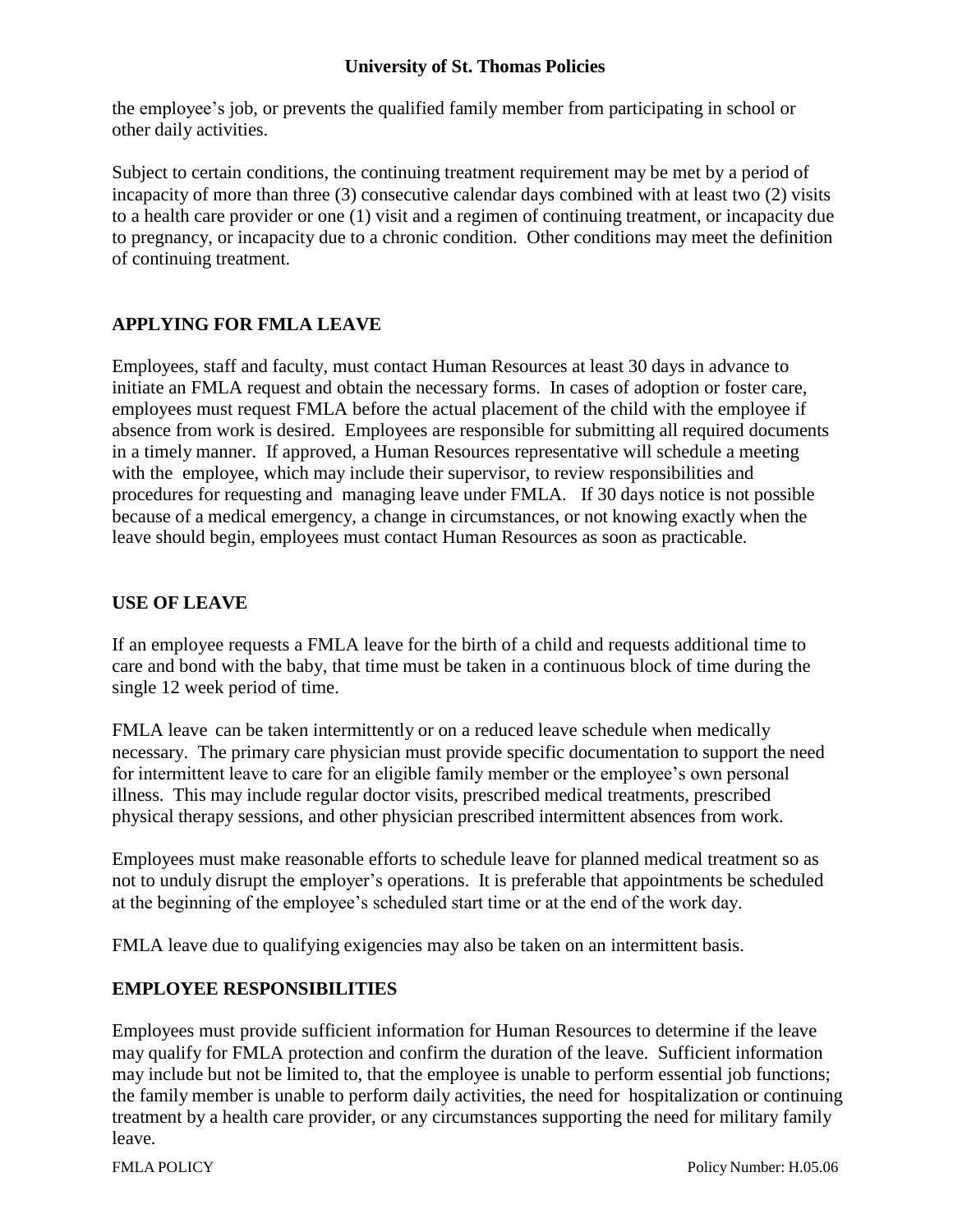the employee's job, or prevents the qualified family member from participating in school or other daily activities.

Subject to certain conditions, the continuing treatment requirement may be met by a period of incapacity of more than three (3) consecutive calendar days combined with at least two (2) visits to a health care provider or one (1) visit and a regimen of continuing treatment, or incapacity due to pregnancy, or incapacity due to a chronic condition. Other conditions may meet the definition of continuing treatment.

## APPLYING FOR FMLA LEAVE

Employees, staff and faculty, must contact Human Resources at least 30 days in advance to initiate an FMLA request and obtain the necessary forms. In cases of adoption or foster care, employees must request FMLA before the actual placement of the child with the employee if absence from work is desired. Employees are responsible for submitting all required documents in a timely manner. If approved, a Human Resources representative will schedule a meeting with the employee, which may include their supervisor, to review responsibilities and procedures for requesting and managing leave under FMLA. If 30 days notice is not possible because of a medical emergency, a change in circumstances, or not knowing exactly when the leave should begin, employees must contact Human Resources as soon as practicable.

## USE OF LEAVE

If an employee requests a FMLA leave for the birth of a child and requests additional time to care and bond with the baby, that time must be taken in a continuous block of time during the single 12 week period of time.

FMLA leave can be taken intermittently or on a reduced leave schedule when medically necessary. The primary care physician must provide specific documentation to support the need for intermittent leave to care for an eligible family member or the employee's own personal illness. This may include regular doctor visits, prescribed medical treatments, prescribed physical therapy sessions, and other physician prescribed intermittent absences from work.

Employees must make reasonable efforts to schedule leave for planned medical treatment so as not to unduly disrupt the employer's operations. It is preferable that appointments be scheduled at the beginning of the employee's scheduled start time or at the end of the work day.

FMLA leave due to qualifying exigencies may also be taken on an intermittent basis.

## EMPLOYEE RESPONSIBILITIES

Employees must provide sufficient information for Human Resources to determine if the leave may qualify for FMLA protection and confirm the duration of the leave. Sufficient information may include but not be limited to, that the employee is unable to perform essential job functions; the family member is unable to perform daily activities, the need for hospitalization or continuing treatment by a health care provider, or any circumstances supporting the need for military family leave.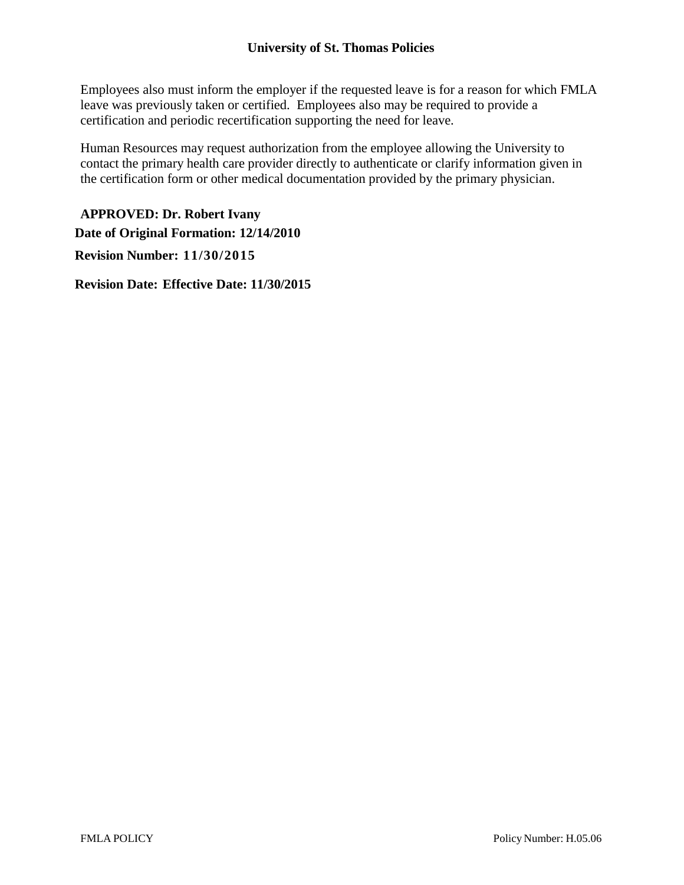Employees also must inform the employer if the requested leave is for a reason for which FMLA leave was previously taken or certified. Employees also may be required to provide a certification and periodic recertification supporting the need for leave.

Human Resources may request authorization from the employee allowing the University to contact the primary health care provider directly to authenticate or clarify information given in the certification form or other medical documentation provided by the primary physician.

**APPROVED: Dr. Robert Ivany**

**Date of Original Formation: 12/14/2010**

**Revision Number: 11/30/2015**

**Revision Date: Effective Date: 11/30/2015**